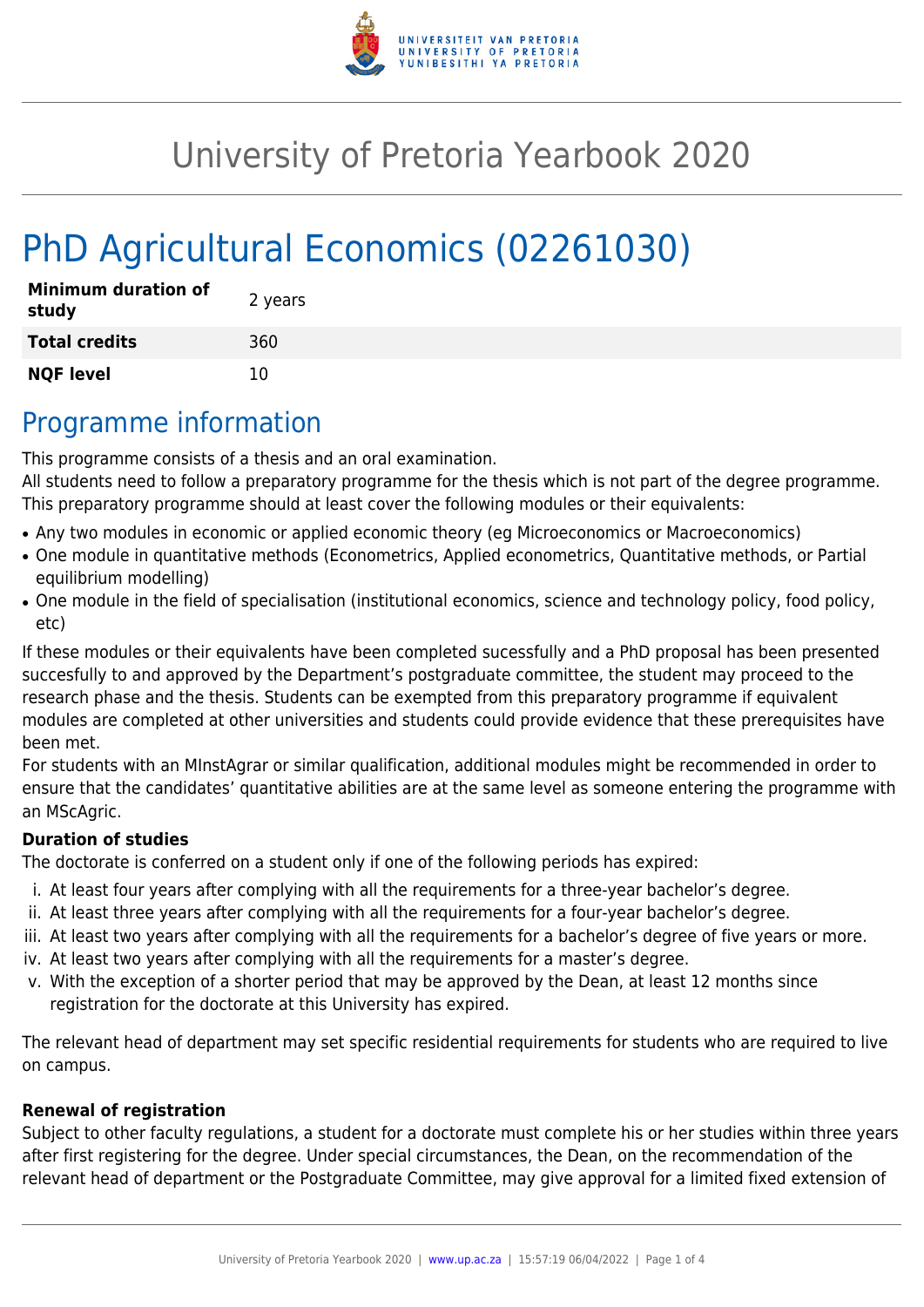# University of Pretoria Yearbook 2020

# PhD Agricultural Economics (02261030)

| | |
|---|---|
| **Minimum duration of study** | 2 years |
| **Total credits** | 360 |
| **NQF level** | 10 |

## Programme information

This programme consists of a thesis and an oral examination.

All students need to follow a preparatory programme for the thesis which is not part of the degree programme. This preparatory programme should at least cover the following modules or their equivalents:

- Any two modules in economic or applied economic theory (eg Microeconomics or Macroeconomics)
- One module in quantitative methods (Econometrics, Applied econometrics, Quantitative methods, or Partial equilibrium modelling)
- One module in the field of specialisation (institutional economics, science and technology policy, food policy, etc)

If these modules or their equivalents have been completed sucessfully and a PhD proposal has been presented succesfully to and approved by the Department's postgraduate committee, the student may proceed to the research phase and the thesis. Students can be exempted from this preparatory programme if equivalent modules are completed at other universities and students could provide evidence that these prerequisites have been met.

For students with an MInstAgrar or similar qualification, additional modules might be recommended in order to ensure that the candidates' quantitative abilities are at the same level as someone entering the programme with an MScAgric.

**Duration of studies**

The doctorate is conferred on a student only if one of the following periods has expired:

i. At least four years after complying with all the requirements for a three-year bachelor's degree.
ii. At least three years after complying with all the requirements for a four-year bachelor's degree.
iii. At least two years after complying with all the requirements for a bachelor's degree of five years or more.
iv. At least two years after complying with all the requirements for a master's degree.
v. With the exception of a shorter period that may be approved by the Dean, at least 12 months since registration for the doctorate at this University has expired.

The relevant head of department may set specific residential requirements for students who are required to live on campus.

**Renewal of registration**

Subject to other faculty regulations, a student for a doctorate must complete his or her studies within three years after first registering for the degree. Under special circumstances, the Dean, on the recommendation of the relevant head of department or the Postgraduate Committee, may give approval for a limited fixed extension of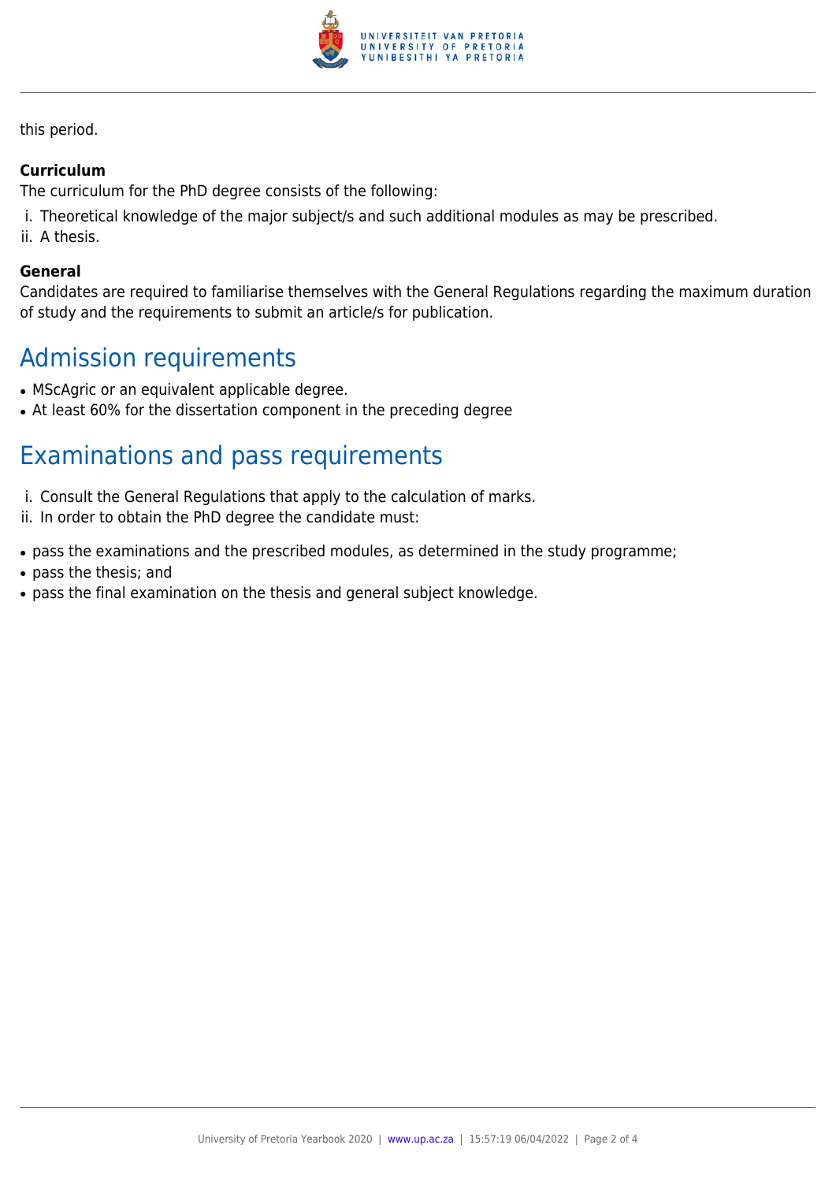this period.

**Curriculum**

The curriculum for the PhD degree consists of the following:

i. Theoretical knowledge of the major subject/s and such additional modules as may be prescribed.
ii. A thesis.

**General**

Candidates are required to familiarise themselves with the General Regulations regarding the maximum duration of study and the requirements to submit an article/s for publication.

## Admission requirements

- MScAgric or an equivalent applicable degree.
- At least 60% for the dissertation component in the preceding degree

## Examinations and pass requirements

i. Consult the General Regulations that apply to the calculation of marks.
ii. In order to obtain the PhD degree the candidate must:

- pass the examinations and the prescribed modules, as determined in the study programme;
- pass the thesis; and
- pass the final examination on the thesis and general subject knowledge.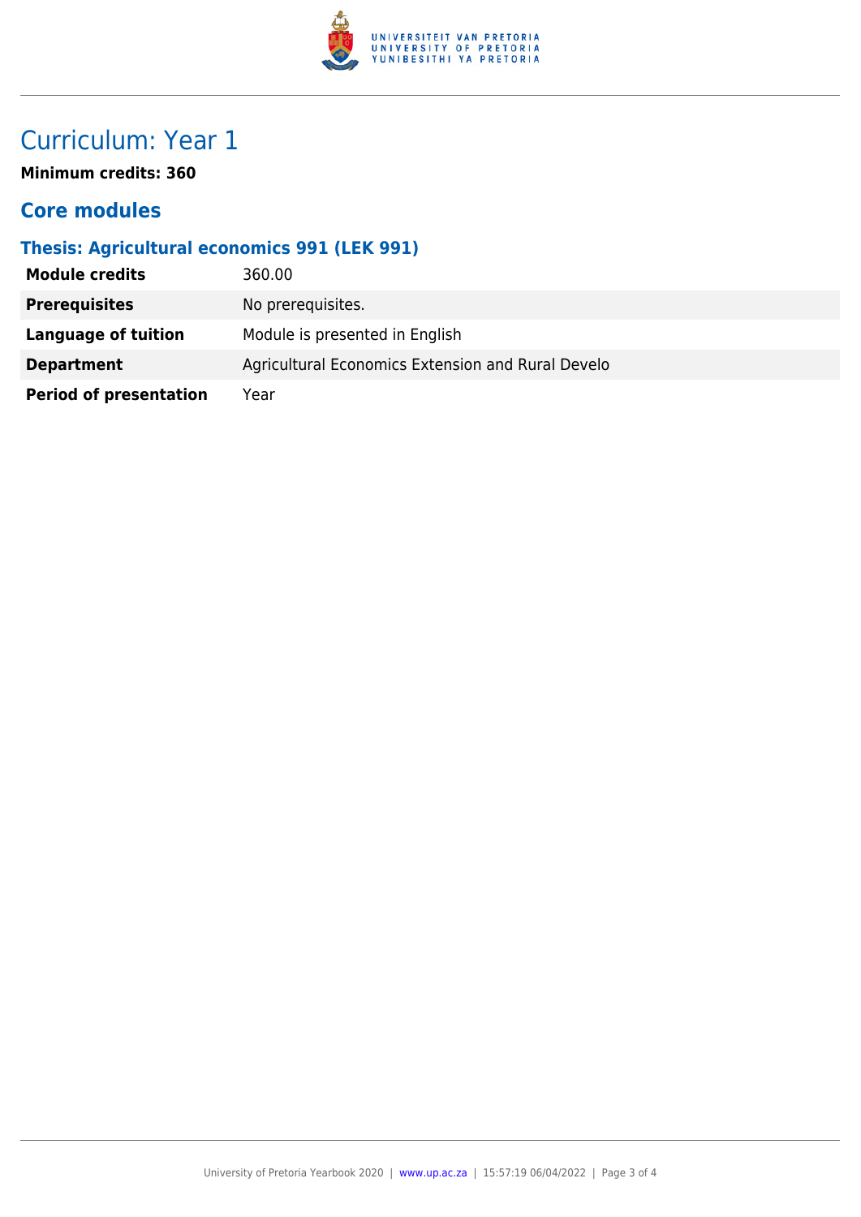# Curriculum: Year 1

**Minimum credits: 360**

## Core modules

### Thesis: Agricultural economics 991 (LEK 991)

| | |
|---|---|
| **Module credits** | 360.00 |
| **Prerequisites** | No prerequisites. |
| **Language of tuition** | Module is presented in English |
| **Department** | Agricultural Economics Extension and Rural Develo |
| **Period of presentation** | Year |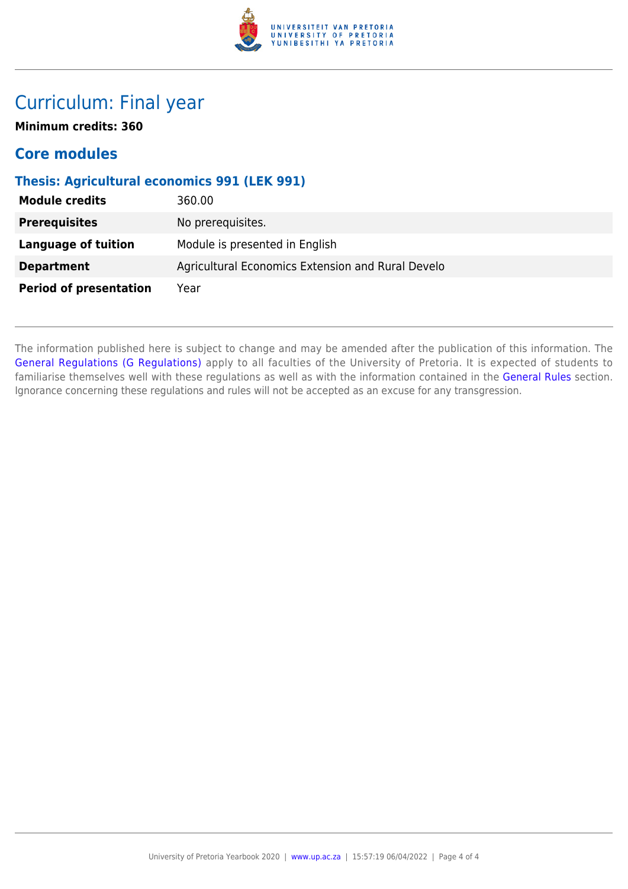# Curriculum: Final year

**Minimum credits: 360**

## Core modules

### Thesis: Agricultural economics 991 (LEK 991)

| | |
|---|---|
| **Module credits** | 360.00 |
| **Prerequisites** | No prerequisites. |
| **Language of tuition** | Module is presented in English |
| **Department** | Agricultural Economics Extension and Rural Develo |
| **Period of presentation** | Year |

The information published here is subject to change and may be amended after the publication of this information. The General Regulations (G Regulations) apply to all faculties of the University of Pretoria. It is expected of students to familiarise themselves well with these regulations as well as with the information contained in the General Rules section. Ignorance concerning these regulations and rules will not be accepted as an excuse for any transgression.